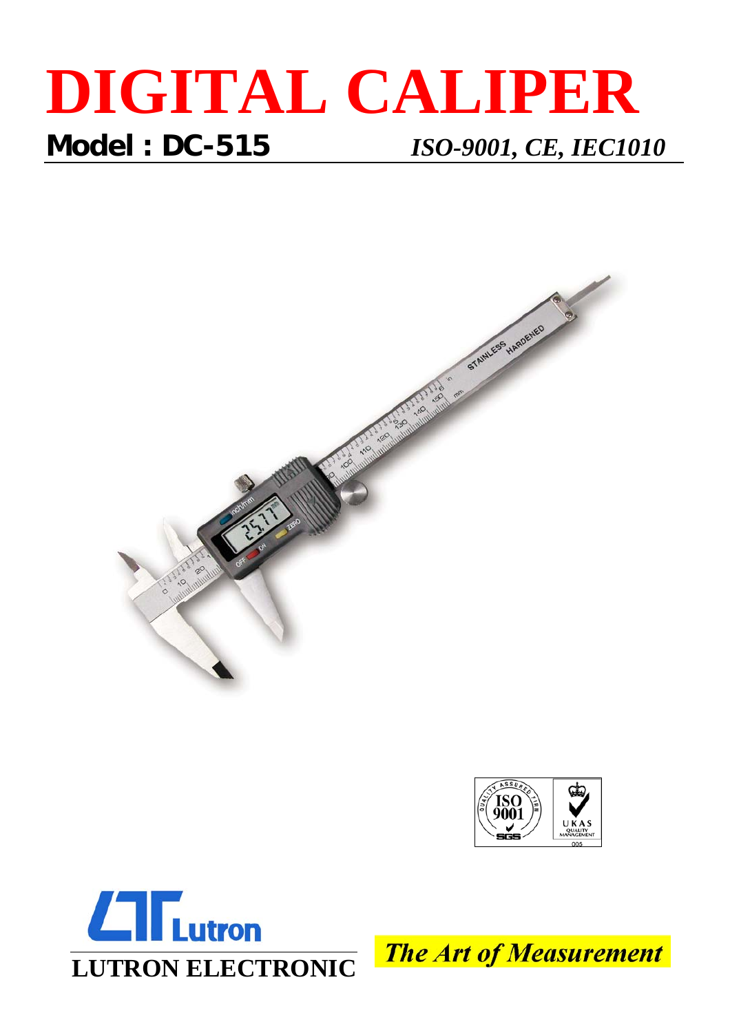# DIGITAL CALIPER

**Model : DC-515** *ISO-9001, CE, IEC1010*

**LUTRON ELECTRONIC**

***The Art of Measurement***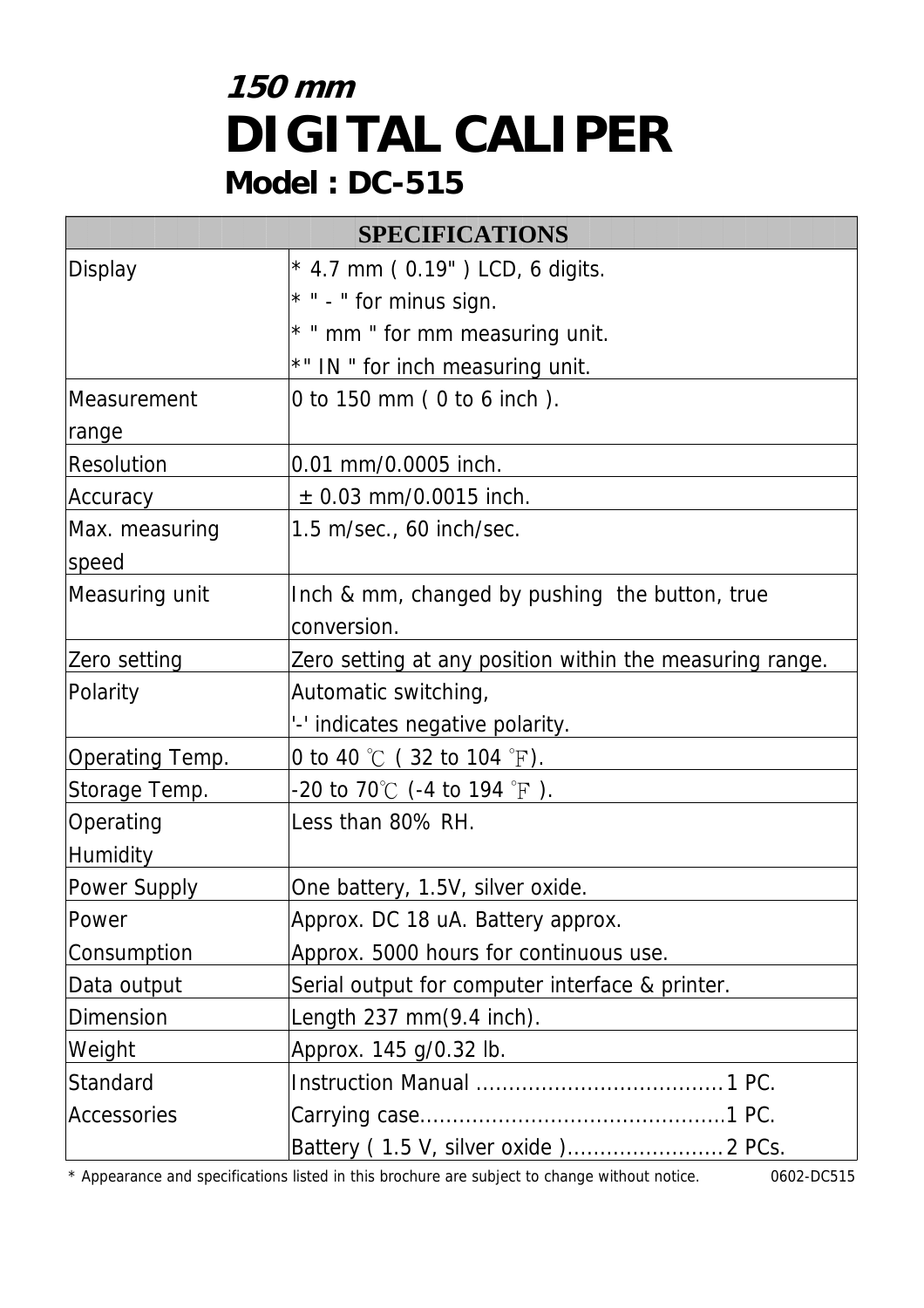*150 mm*

# DIGITAL CALIPER

**Model : DC-515**

| SPECIFICATIONS | |
|---|---|
| Display | * 4.7 mm ( 0.19" ) LCD, 6 digits.<br>* " - " for minus sign.<br>* " mm " for mm measuring unit.<br>*" IN " for inch measuring unit. |
| Measurement range | 0 to 150 mm ( 0 to 6 inch ). |
| Resolution | 0.01 mm/0.0005 inch. |
| Accuracy | ± 0.03 mm/0.0015 inch. |
| Max. measuring speed | 1.5 m/sec., 60 inch/sec. |
| Measuring unit | Inch & mm, changed by pushing the button, true conversion. |
| Zero setting | Zero setting at any position within the measuring range. |
| Polarity | Automatic switching,<br>'-' indicates negative polarity. |
| Operating Temp. | 0 to 40 ℃ ( 32 to 104 ℉). |
| Storage Temp. | -20 to 70℃ (-4 to 194 ℉ ). |
| Operating Humidity | Less than 80% RH. |
| Power Supply | One battery, 1.5V, silver oxide. |
| Power Consumption | Approx. DC 18 uA. Battery approx.<br>Approx. 5000 hours for continuous use. |
| Data output | Serial output for computer interface & printer. |
| Dimension | Length 237 mm(9.4 inch). |
| Weight | Approx. 145 g/0.32 lb. |
| Standard Accessories | Instruction Manual ......................................1 PC.<br>Carrying case..............................................1 PC.<br>Battery ( 1.5 V, silver oxide )........................2 PCs. |

* Appearance and specifications listed in this brochure are subject to change without notice. 0602-DC515